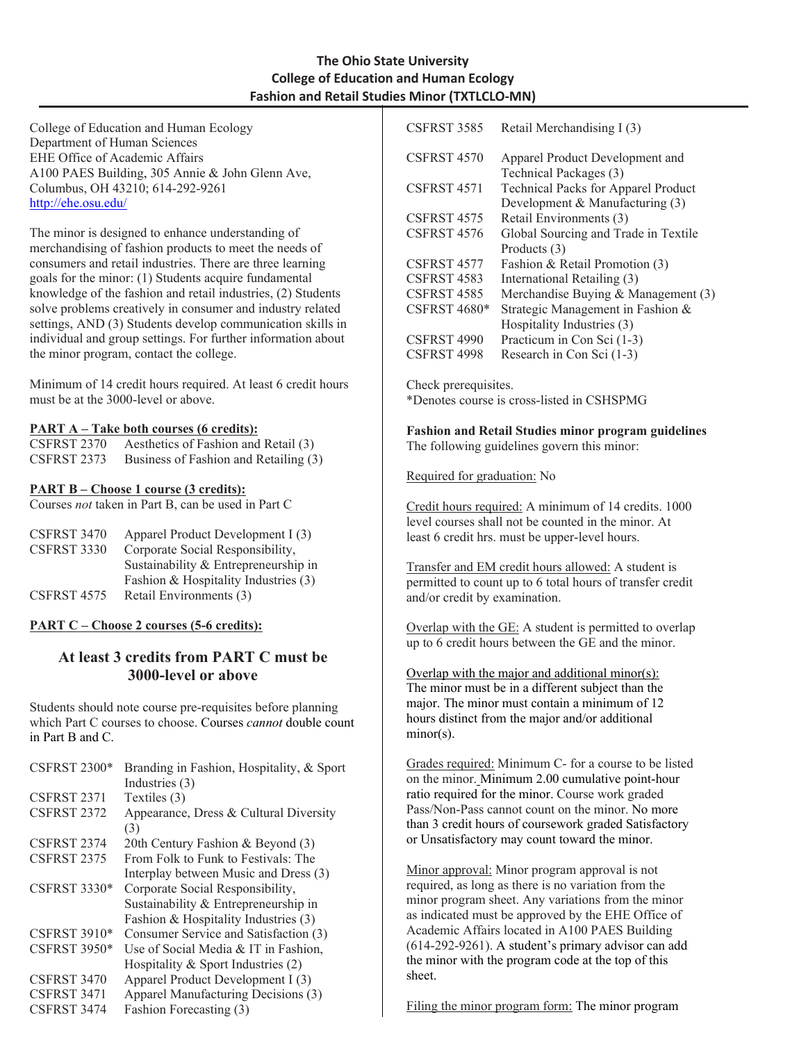# The Ohio State University
## College of Education and Human Ecology
## Fashion and Retail Studies Minor (TXTLCLO-MN)

College of Education and Human Ecology
Department of Human Sciences
EHE Office of Academic Affairs
A100 PAES Building, 305 Annie & John Glenn Ave,
Columbus, OH 43210; 614-292-9261
http://ehe.osu.edu/

The minor is designed to enhance understanding of merchandising of fashion products to meet the needs of consumers and retail industries. There are three learning goals for the minor: (1) Students acquire fundamental knowledge of the fashion and retail industries, (2) Students solve problems creatively in consumer and industry related settings, AND (3) Students develop communication skills in individual and group settings. For further information about the minor program, contact the college.

Minimum of 14 credit hours required. At least 6 credit hours must be at the 3000-level or above.

**PART A – Take both courses (6 credits):**

| | |
|---|---|
| CSFRST 2370 | Aesthetics of Fashion and Retail (3) |
| CSFRST 2373 | Business of Fashion and Retailing (3) |

**PART B – Choose 1 course (3 credits):**

Courses *not* taken in Part B, can be used in Part C

| | |
|---|---|
| CSFRST 3470 | Apparel Product Development I (3) |
| CSFRST 3330 | Corporate Social Responsibility, Sustainability & Entrepreneurship in Fashion & Hospitality Industries (3) |
| CSFRST 4575 | Retail Environments (3) |

**PART C – Choose 2 courses (5-6 credits):**

### At least 3 credits from PART C must be 3000-level or above

Students should note course pre-requisites before planning which Part C courses to choose. Courses *cannot* double count in Part B and C.

| | |
|---|---|
| CSFRST 2300* | Branding in Fashion, Hospitality, & Sport Industries (3) |
| CSFRST 2371 | Textiles (3) |
| CSFRST 2372 | Appearance, Dress & Cultural Diversity (3) |
| CSFRST 2374 | 20th Century Fashion & Beyond (3) |
| CSFRST 2375 | From Folk to Funk to Festivals: The Interplay between Music and Dress (3) |
| CSFRST 3330* | Corporate Social Responsibility, Sustainability & Entrepreneurship in Fashion & Hospitality Industries (3) |
| CSFRST 3910* | Consumer Service and Satisfaction (3) |
| CSFRST 3950* | Use of Social Media & IT in Fashion, Hospitality & Sport Industries (2) |
| CSFRST 3470 | Apparel Product Development I (3) |
| CSFRST 3471 | Apparel Manufacturing Decisions (3) |
| CSFRST 3474 | Fashion Forecasting (3) |
| CSFRST 3585 | Retail Merchandising I (3) |
| CSFRST 4570 | Apparel Product Development and Technical Packages (3) |
| CSFRST 4571 | Technical Packs for Apparel Product Development & Manufacturing (3) |
| CSFRST 4575 | Retail Environments (3) |
| CSFRST 4576 | Global Sourcing and Trade in Textile Products (3) |
| CSFRST 4577 | Fashion & Retail Promotion (3) |
| CSFRST 4583 | International Retailing (3) |
| CSFRST 4585 | Merchandise Buying & Management (3) |
| CSFRST 4680* | Strategic Management in Fashion & Hospitality Industries (3) |
| CSFRST 4990 | Practicum in Con Sci (1-3) |
| CSFRST 4998 | Research in Con Sci (1-3) |

Check prerequisites.
*Denotes course is cross-listed in CSHSPMG

**Fashion and Retail Studies minor program guidelines**
The following guidelines govern this minor:

Required for graduation: No

Credit hours required: A minimum of 14 credits. 1000 level courses shall not be counted in the minor. At least 6 credit hrs. must be upper-level hours.

Transfer and EM credit hours allowed: A student is permitted to count up to 6 total hours of transfer credit and/or credit by examination.

Overlap with the GE: A student is permitted to overlap up to 6 credit hours between the GE and the minor.

Overlap with the major and additional minor(s): The minor must be in a different subject than the major. The minor must contain a minimum of 12 hours distinct from the major and/or additional minor(s).

Grades required: Minimum C- for a course to be listed on the minor. Minimum 2.00 cumulative point-hour ratio required for the minor. Course work graded Pass/Non-Pass cannot count on the minor. No more than 3 credit hours of coursework graded Satisfactory or Unsatisfactory may count toward the minor.

Minor approval: Minor program approval is not required, as long as there is no variation from the minor program sheet. Any variations from the minor as indicated must be approved by the EHE Office of Academic Affairs located in A100 PAES Building (614-292-9261). A student's primary advisor can add the minor with the program code at the top of this sheet.

Filing the minor program form: The minor program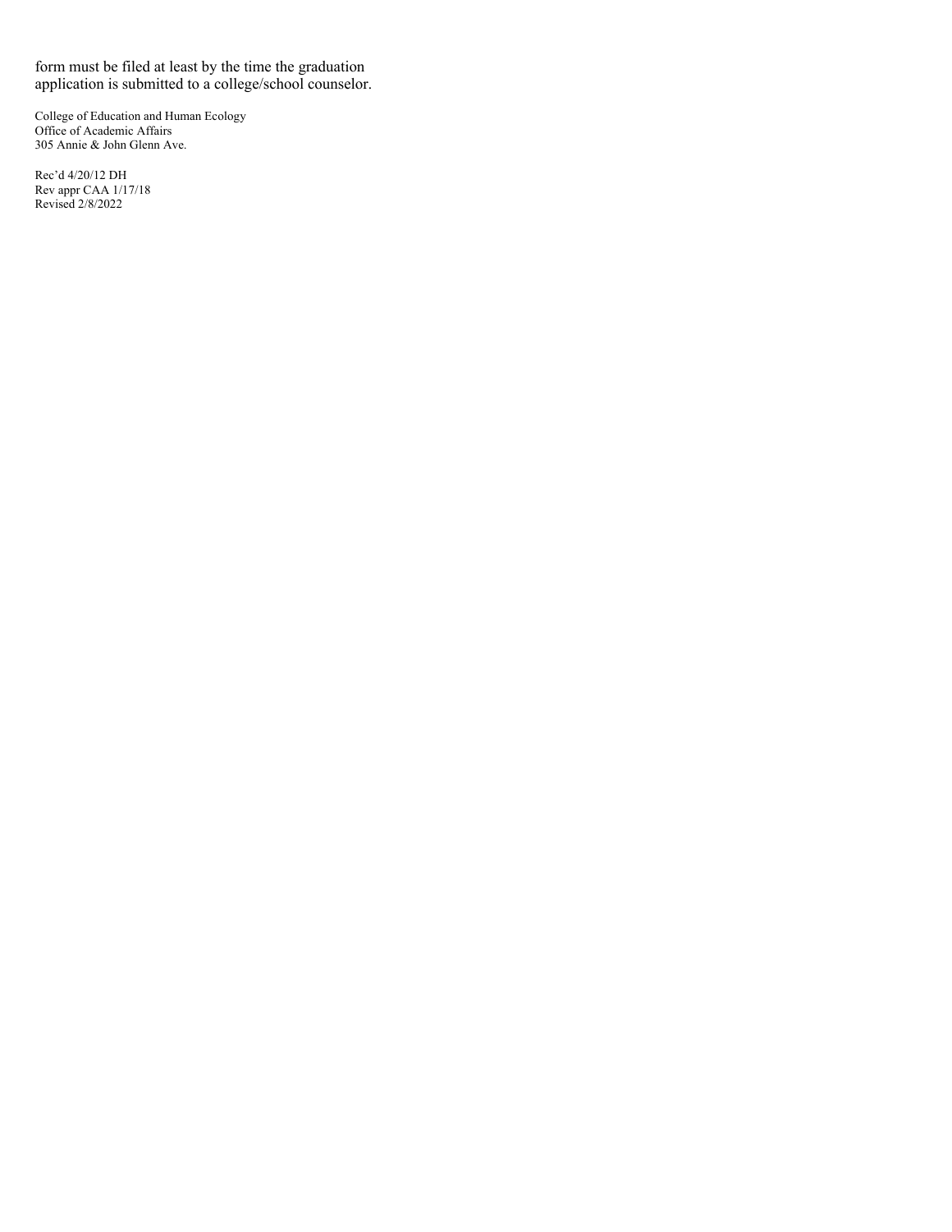form must be filed at least by the time the graduation application is submitted to a college/school counselor.

College of Education and Human Ecology
Office of Academic Affairs
305 Annie & John Glenn Ave.

Rec'd 4/20/12 DH
Rev appr CAA 1/17/18
Revised 2/8/2022